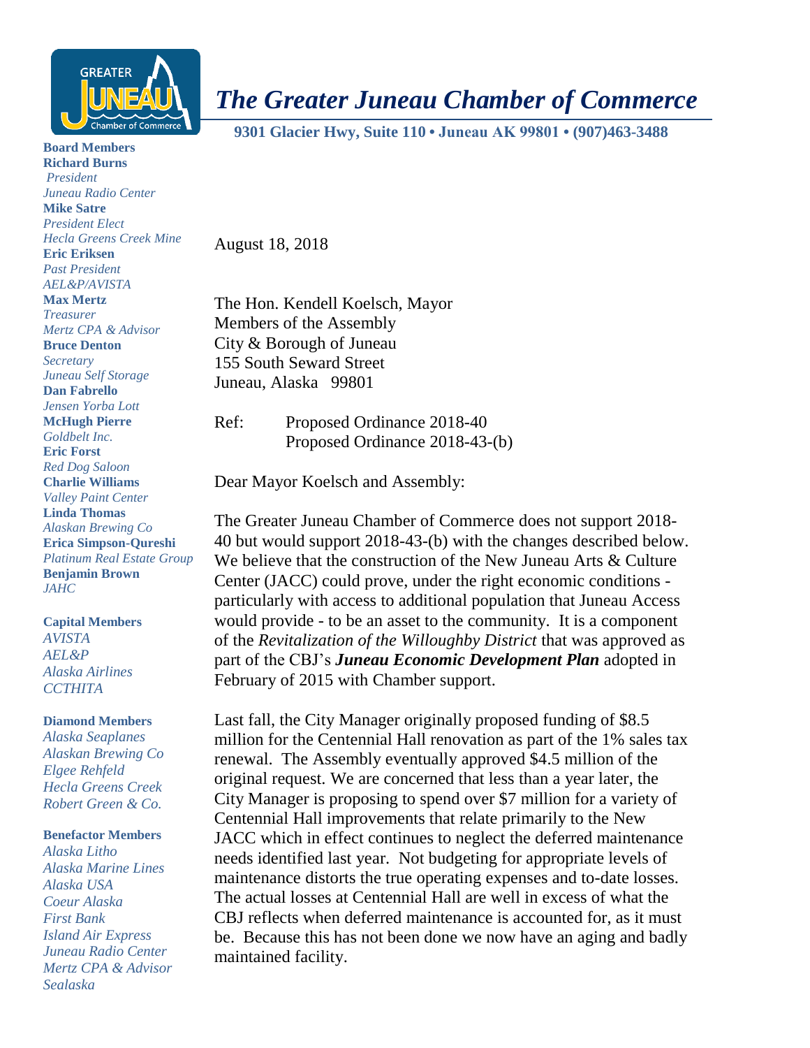# *The Greater Juneau Chamber of Commerce*

**9301 Glacier Hwy, Suite 110 • Juneau AK 99801 • (907)463-3488**

**Board Members**
**Richard Burns**
*President*
*Juneau Radio Center*
**Mike Satre**
*President Elect*
*Hecla Greens Creek Mine*
**Eric Eriksen**
*Past President*
*AEL&P/AVISTA*
**Max Mertz**
*Treasurer*
*Mertz CPA & Advisor*
**Bruce Denton**
*Secretary*
*Juneau Self Storage*
**Dan Fabrello**
*Jensen Yorba Lott*
**McHugh Pierre**
*Goldbelt Inc.*
**Eric Forst**
*Red Dog Saloon*
**Charlie Williams**
*Valley Paint Center*
**Linda Thomas**
*Alaskan Brewing Co*
**Erica Simpson-Qureshi**
*Platinum Real Estate Group*
**Benjamin Brown**
*JAHC*

**Capital Members**
*AVISTA*
*AEL&P*
*Alaska Airlines*
*CCTHITA*

**Diamond Members**
*Alaska Seaplanes*
*Alaskan Brewing Co*
*Elgee Rehfeld*
*Hecla Greens Creek*
*Robert Green & Co.*

**Benefactor Members**
*Alaska Litho*
*Alaska Marine Lines*
*Alaska USA*
*Coeur Alaska*
*First Bank*
*Island Air Express*
*Juneau Radio Center*
*Mertz CPA & Advisor*
*Sealaska*

August 18, 2018

The Hon. Kendell Koelsch, Mayor
Members of the Assembly
City & Borough of Juneau
155 South Seward Street
Juneau, Alaska 99801

Ref: Proposed Ordinance 2018-40
Proposed Ordinance 2018-43-(b)

Dear Mayor Koelsch and Assembly:

The Greater Juneau Chamber of Commerce does not support 2018-40 but would support 2018-43-(b) with the changes described below. We believe that the construction of the New Juneau Arts & Culture Center (JACC) could prove, under the right economic conditions - particularly with access to additional population that Juneau Access would provide - to be an asset to the community. It is a component of the *Revitalization of the Willoughby District* that was approved as part of the CBJ's ***Juneau Economic Development Plan*** adopted in February of 2015 with Chamber support.

Last fall, the City Manager originally proposed funding of $8.5 million for the Centennial Hall renovation as part of the 1% sales tax renewal. The Assembly eventually approved $4.5 million of the original request. We are concerned that less than a year later, the City Manager is proposing to spend over $7 million for a variety of Centennial Hall improvements that relate primarily to the New JACC which in effect continues to neglect the deferred maintenance needs identified last year. Not budgeting for appropriate levels of maintenance distorts the true operating expenses and to-date losses. The actual losses at Centennial Hall are well in excess of what the CBJ reflects when deferred maintenance is accounted for, as it must be. Because this has not been done we now have an aging and badly maintained facility.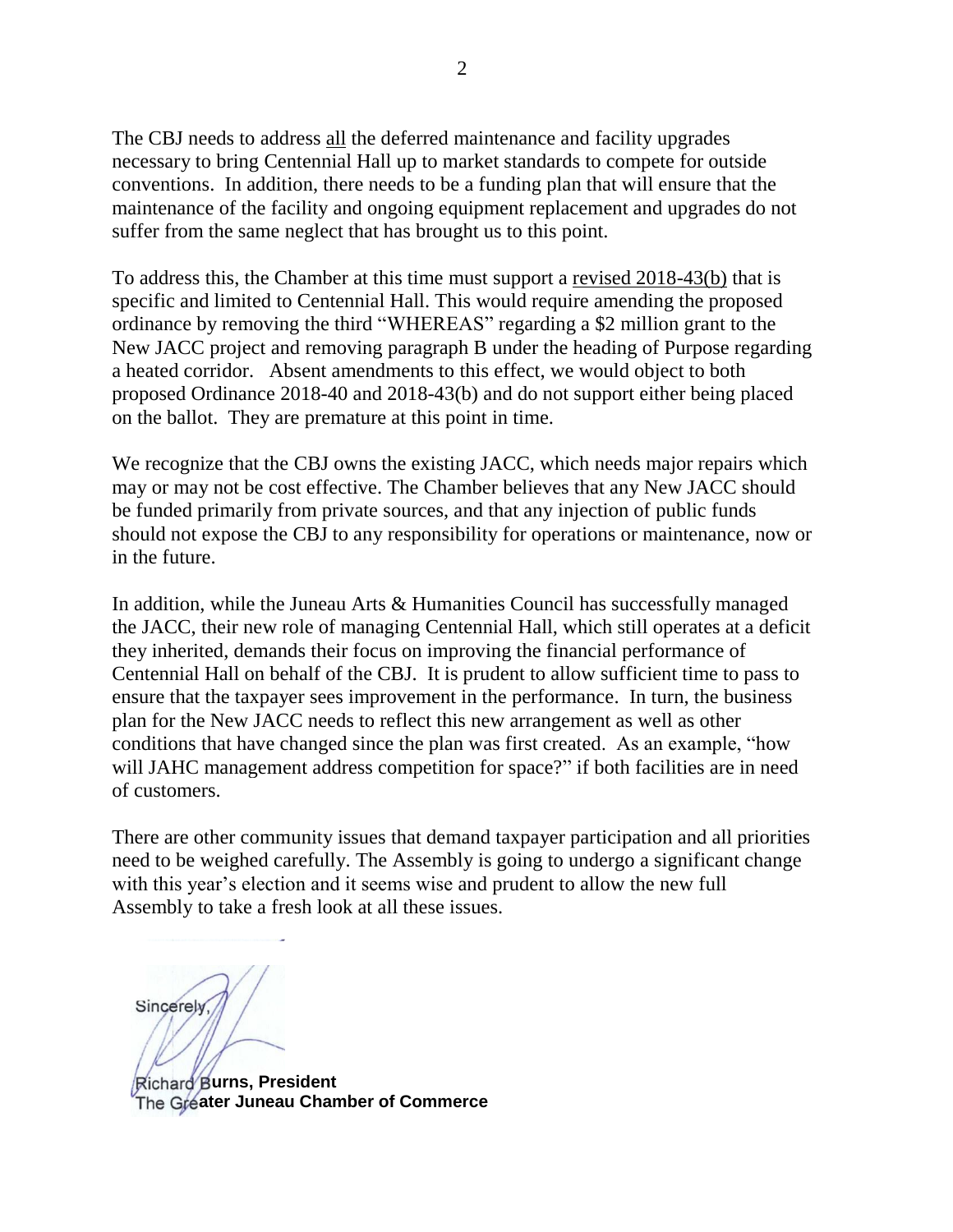The CBJ needs to address all the deferred maintenance and facility upgrades necessary to bring Centennial Hall up to market standards to compete for outside conventions. In addition, there needs to be a funding plan that will ensure that the maintenance of the facility and ongoing equipment replacement and upgrades do not suffer from the same neglect that has brought us to this point.

To address this, the Chamber at this time must support a revised 2018-43(b) that is specific and limited to Centennial Hall. This would require amending the proposed ordinance by removing the third "WHEREAS" regarding a $2 million grant to the New JACC project and removing paragraph B under the heading of Purpose regarding a heated corridor. Absent amendments to this effect, we would object to both proposed Ordinance 2018-40 and 2018-43(b) and do not support either being placed on the ballot. They are premature at this point in time.

We recognize that the CBJ owns the existing JACC, which needs major repairs which may or may not be cost effective. The Chamber believes that any New JACC should be funded primarily from private sources, and that any injection of public funds should not expose the CBJ to any responsibility for operations or maintenance, now or in the future.

In addition, while the Juneau Arts & Humanities Council has successfully managed the JACC, their new role of managing Centennial Hall, which still operates at a deficit they inherited, demands their focus on improving the financial performance of Centennial Hall on behalf of the CBJ. It is prudent to allow sufficient time to pass to ensure that the taxpayer sees improvement in the performance. In turn, the business plan for the New JACC needs to reflect this new arrangement as well as other conditions that have changed since the plan was first created. As an example, "how will JAHC management address competition for space?" if both facilities are in need of customers.

There are other community issues that demand taxpayer participation and all priorities need to be weighed carefully. The Assembly is going to undergo a significant change with this year's election and it seems wise and prudent to allow the new full Assembly to take a fresh look at all these issues.

Sincerely,

**Richard Burns, President**
**The Greater Juneau Chamber of Commerce**